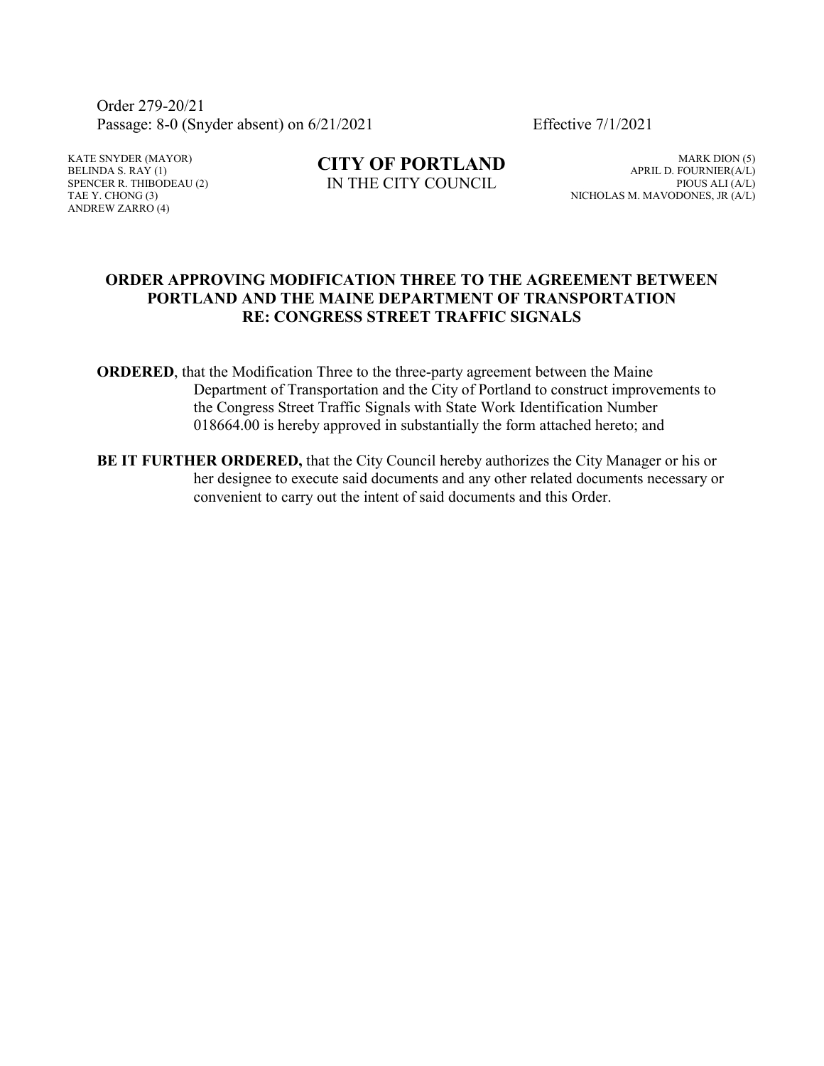Order 279-20/21
Passage: 8-0 (Snyder absent) on 6/21/2021 Effective 7/1/2021

KATE SNYDER (MAYOR)
BELINDA S. RAY (1)
SPENCER R. THIBODEAU (2)
TAE Y. CHONG (3)
ANDREW ZARRO (4)

**CITY OF PORTLAND**
IN THE CITY COUNCIL

MARK DION (5)
APRIL D. FOURNIER(A/L)
PIOUS ALI (A/L)
NICHOLAS M. MAVODONES, JR (A/L)

## ORDER APPROVING MODIFICATION THREE TO THE AGREEMENT BETWEEN PORTLAND AND THE MAINE DEPARTMENT OF TRANSPORTATION RE: CONGRESS STREET TRAFFIC SIGNALS

**ORDERED**, that the Modification Three to the three-party agreement between the Maine Department of Transportation and the City of Portland to construct improvements to the Congress Street Traffic Signals with State Work Identification Number 018664.00 is hereby approved in substantially the form attached hereto; and

**BE IT FURTHER ORDERED,** that the City Council hereby authorizes the City Manager or his or her designee to execute said documents and any other related documents necessary or convenient to carry out the intent of said documents and this Order.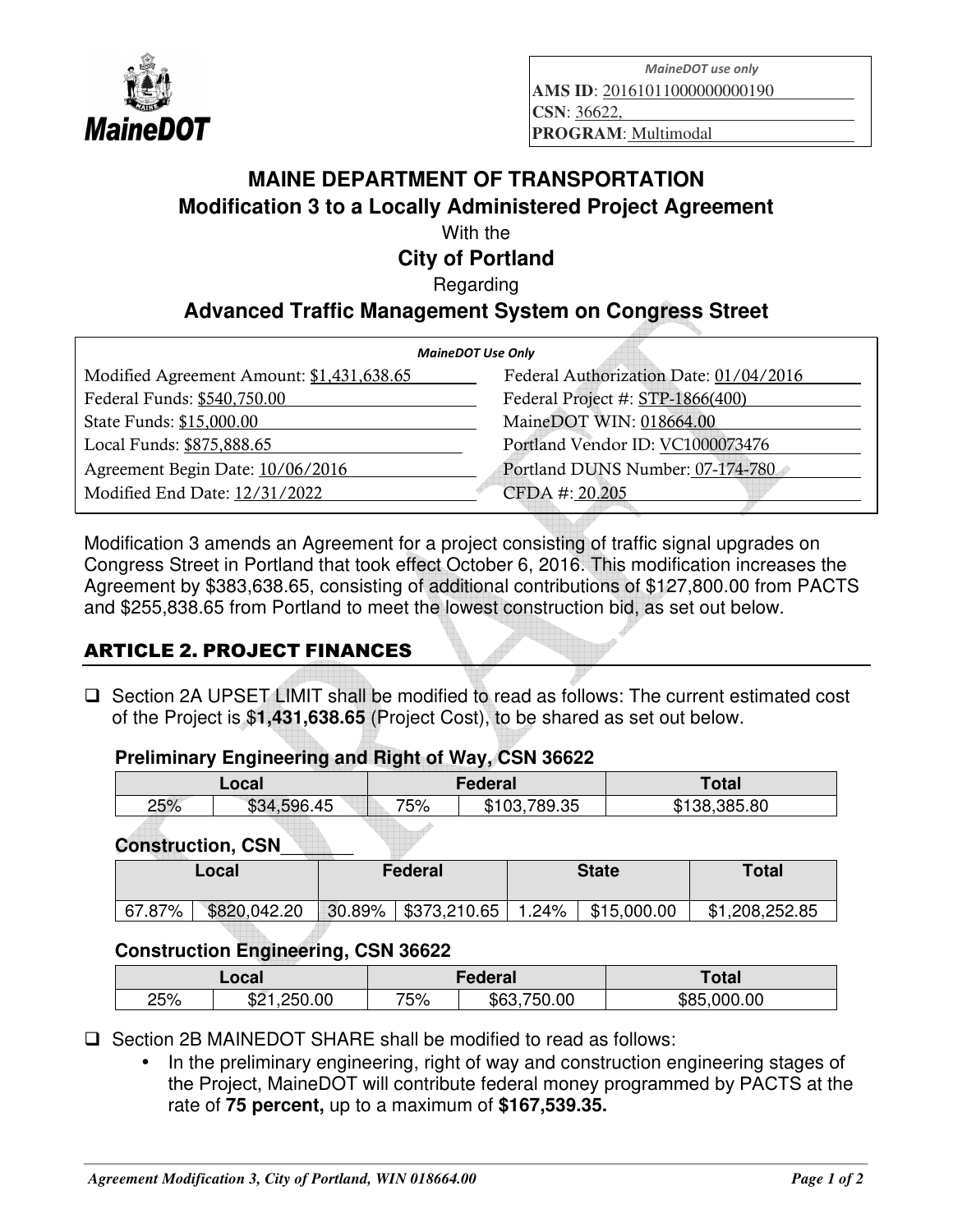*MaineDOT use only*

**AMS ID**: 20161011000000000190

**CSN**: 36622,

**PROGRAM**: Multimodal

# MAINE DEPARTMENT OF TRANSPORTATION

## Modification 3 to a Locally Administered Project Agreement

With the

## City of Portland

Regarding

## Advanced Traffic Management System on Congress Street

| *MaineDOT Use Only* | |
|---|---|
| Modified Agreement Amount: $1,431,638.65 | Federal Authorization Date: 01/04/2016 |
| Federal Funds: $540,750.00 | Federal Project #: STP-1866(400) |
| State Funds: $15,000.00 | MaineDOT WIN: 018664.00 |
| Local Funds: $875,888.65 | Portland Vendor ID: VC1000073476 |
| Agreement Begin Date: 10/06/2016 | Portland DUNS Number: 07-174-780 |
| Modified End Date: 12/31/2022 | CFDA #: 20.205 |

Modification 3 amends an Agreement for a project consisting of traffic signal upgrades on Congress Street in Portland that took effect October 6, 2016. This modification increases the Agreement by $383,638.65, consisting of additional contributions of $127,800.00 from PACTS and $255,838.65 from Portland to meet the lowest construction bid, as set out below.

## ARTICLE 2. PROJECT FINANCES

- Section 2A UPSET LIMIT shall be modified to read as follows: The current estimated cost of the Project is $**1,431,638.65** (Project Cost), to be shared as set out below.

### Preliminary Engineering and Right of Way, CSN 36622

| Local | | Federal | | Total |
|---|---|---|---|---|
| 25% | $34,596.45 | 75% | $103,789.35 | $138,385.80 |

### Construction, CSN_______

| Local | | Federal | | State | | Total |
|---|---|---|---|---|---|---|
| 67.87% | $820,042.20 | 30.89% | $373,210.65 | 1.24% | $15,000.00 | $1,208,252.85 |

### Construction Engineering, CSN 36622

| Local | | Federal | | Total |
|---|---|---|---|---|
| 25% | $21,250.00 | 75% | $63,750.00 | $85,000.00 |

- Section 2B MAINEDOT SHARE shall be modified to read as follows:
  - In the preliminary engineering, right of way and construction engineering stages of the Project, MaineDOT will contribute federal money programmed by PACTS at the rate of **75 percent,** up to a maximum of **$167,539.35.**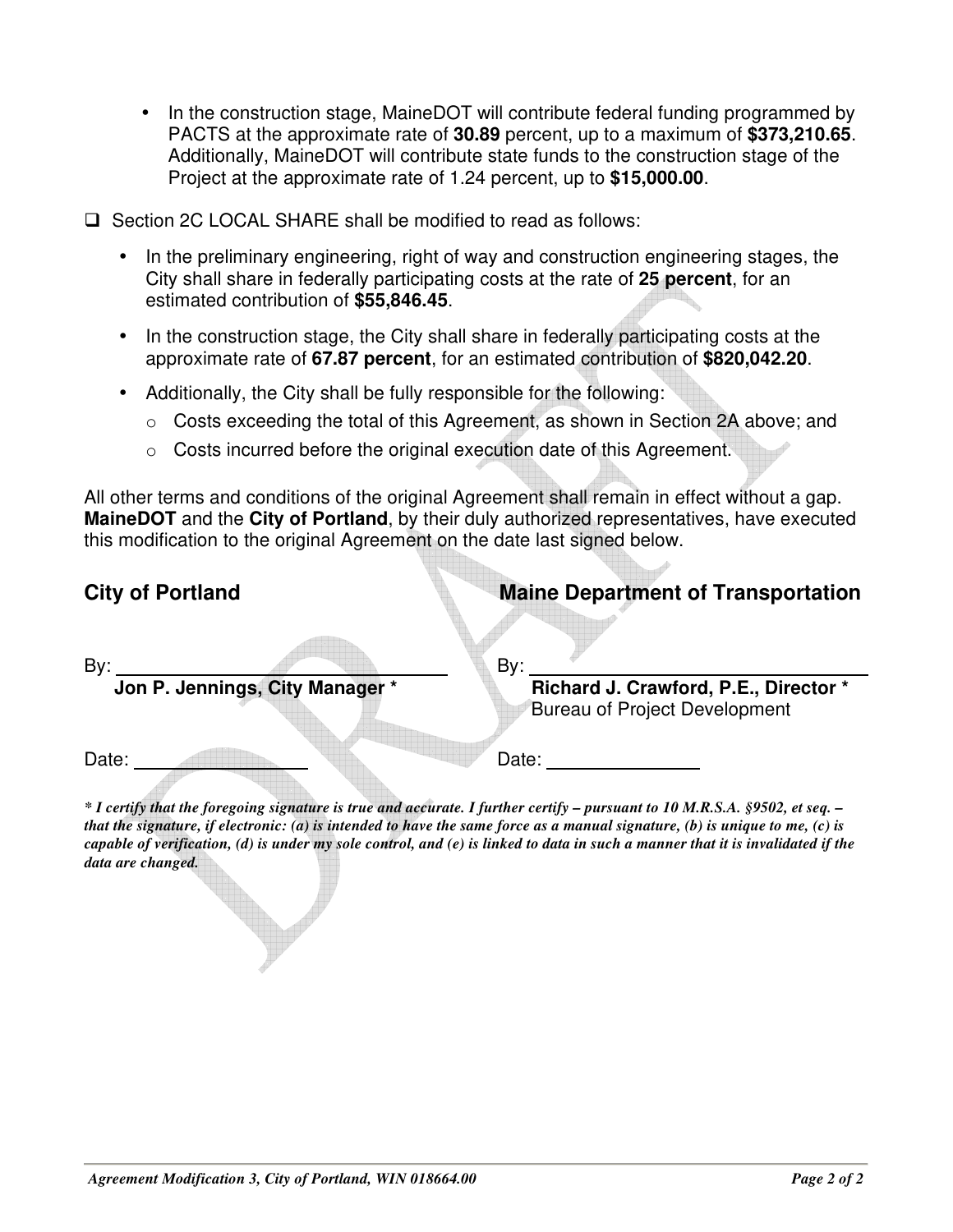- In the construction stage, MaineDOT will contribute federal funding programmed by PACTS at the approximate rate of **30.89** percent, up to a maximum of **$373,210.65**. Additionally, MaineDOT will contribute state funds to the construction stage of the Project at the approximate rate of 1.24 percent, up to **$15,000.00**.

❑ Section 2C LOCAL SHARE shall be modified to read as follows:

- In the preliminary engineering, right of way and construction engineering stages, the City shall share in federally participating costs at the rate of **25 percent**, for an estimated contribution of **$55,846.45**.
- In the construction stage, the City shall share in federally participating costs at the approximate rate of **67.87 percent**, for an estimated contribution of **$820,042.20**.
- Additionally, the City shall be fully responsible for the following:
  - Costs exceeding the total of this Agreement, as shown in Section 2A above; and
  - Costs incurred before the original execution date of this Agreement.

All other terms and conditions of the original Agreement shall remain in effect without a gap. **MaineDOT** and the **City of Portland**, by their duly authorized representatives, have executed this modification to the original Agreement on the date last signed below.

**City of Portland**

By: ______________________________

**Jon P. Jennings, City Manager** *

Date: ________________

**Maine Department of Transportation**

By: ______________________________

**Richard J. Crawford, P.E., Director** *
Bureau of Project Development

Date: ________________

***\* I certify that the foregoing signature is true and accurate. I further certify – pursuant to 10 M.R.S.A. §9502, et seq. – that the signature, if electronic: (a) is intended to have the same force as a manual signature, (b) is unique to me, (c) is capable of verification, (d) is under my sole control, and (e) is linked to data in such a manner that it is invalidated if the data are changed.***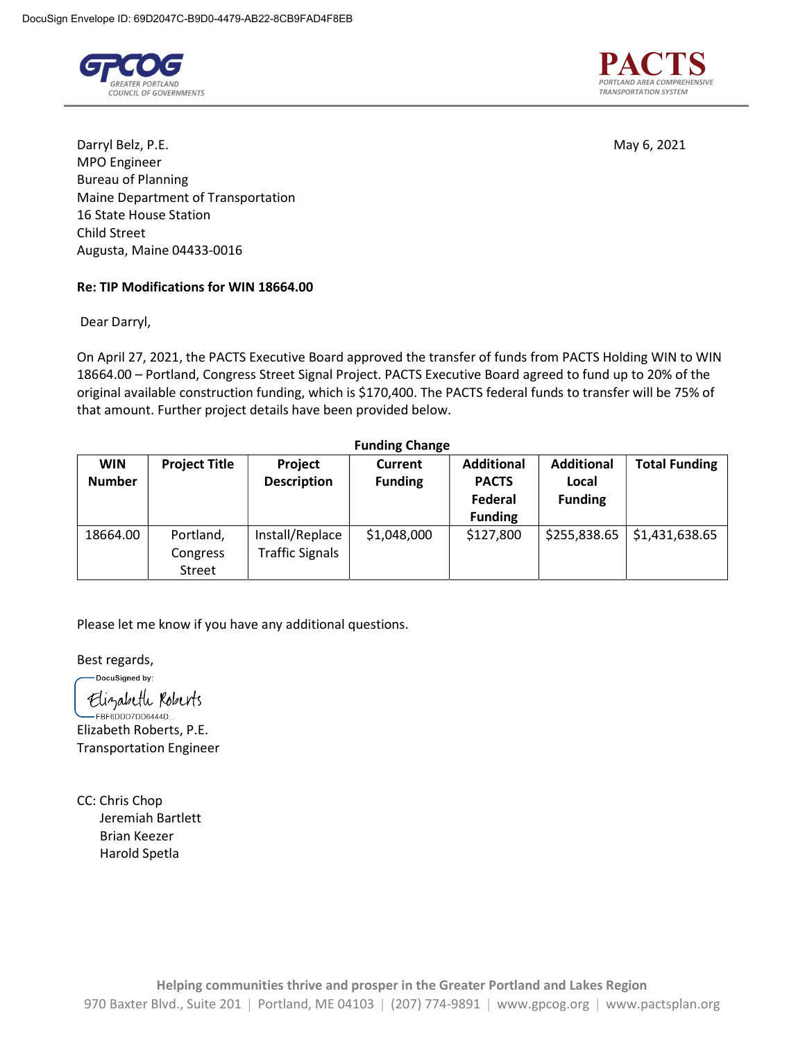DocuSign Envelope ID: 69D2047C-B9D0-4479-AB22-8CB9FAD4F8EB

GPCOG
GREATER PORTLAND COUNCIL OF GOVERNMENTS

PACTS
PORTLAND AREA COMPREHENSIVE TRANSPORTATION SYSTEM

May 6, 2021

Darryl Belz, P.E.
MPO Engineer
Bureau of Planning
Maine Department of Transportation
16 State House Station
Child Street
Augusta, Maine 04433-0016

**Re: TIP Modifications for WIN 18664.00**

Dear Darryl,

On April 27, 2021, the PACTS Executive Board approved the transfer of funds from PACTS Holding WIN to WIN 18664.00 – Portland, Congress Street Signal Project. PACTS Executive Board agreed to fund up to 20% of the original available construction funding, which is $170,400. The PACTS federal funds to transfer will be 75% of that amount. Further project details have been provided below.

**Funding Change**

| WIN Number | Project Title | Project Description | Current Funding | Additional PACTS Federal Funding | Additional Local Funding | Total Funding |
|---|---|---|---|---|---|---|
| 18664.00 | Portland, Congress Street | Install/Replace Traffic Signals | $1,048,000 | $127,800 | $255,838.65 | $1,431,638.65 |

Please let me know if you have any additional questions.

Best regards,

DocuSigned by:
Elizabeth Roberts
FBF6DDD7DD6444D...

Elizabeth Roberts, P.E.
Transportation Engineer

CC: Chris Chop
Jeremiah Bartlett
Brian Keezer
Harold Spetla

Helping communities thrive and prosper in the Greater Portland and Lakes Region
970 Baxter Blvd., Suite 201 | Portland, ME 04103 | (207) 774-9891 | www.gpcog.org | www.pactsplan.org